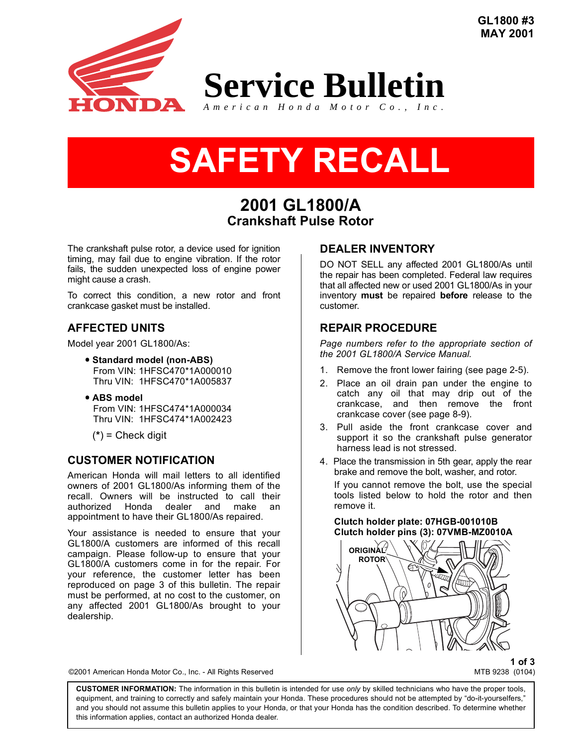GL1800 #3
MAY 2001

# Service Bulletin

*American Honda Motor Co., Inc.*

# SAFETY RECALL

## 2001 GL1800/A
### Crankshaft Pulse Rotor

The crankshaft pulse rotor, a device used for ignition timing, may fail due to engine vibration. If the rotor fails, the sudden unexpected loss of engine power might cause a crash.

To correct this condition, a new rotor and front crankcase gasket must be installed.

## AFFECTED UNITS

Model year 2001 GL1800/As:

- **Standard model (non-ABS)**
  From VIN: 1HFSC470*1A000010
  Thru VIN: 1HFSC470*1A005837
- **ABS model**
  From VIN: 1HFSC474*1A000034
  Thru VIN: 1HFSC474*1A002423

(*) = Check digit

## CUSTOMER NOTIFICATION

American Honda will mail letters to all identified owners of 2001 GL1800/As informing them of the recall. Owners will be instructed to call their authorized Honda dealer and make an appointment to have their GL1800/As repaired.

Your assistance is needed to ensure that your GL1800/A customers are informed of this recall campaign. Please follow-up to ensure that your GL1800/A customers come in for the repair. For your reference, the customer letter has been reproduced on page 3 of this bulletin. The repair must be performed, at no cost to the customer, on any affected 2001 GL1800/As brought to your dealership.

## DEALER INVENTORY

DO NOT SELL any affected 2001 GL1800/As until the repair has been completed. Federal law requires that all affected new or used 2001 GL1800/As in your inventory **must** be repaired **before** release to the customer.

## REPAIR PROCEDURE

*Page numbers refer to the appropriate section of the 2001 GL1800/A Service Manual.*

1. Remove the front lower fairing (see page 2-5).
2. Place an oil drain pan under the engine to catch any oil that may drip out of the crankcase, and then remove the front crankcase cover (see page 8-9).
3. Pull aside the front crankcase cover and support it so the crankshaft pulse generator harness lead is not stressed.
4. Place the transmission in 5th gear, apply the rear brake and remove the bolt, washer, and rotor.

   If you cannot remove the bolt, use the special tools listed below to hold the rotor and then remove it.

   **Clutch holder plate: 07HGB-001010B**
   **Clutch holder pins (3): 07VMB-MZ0010A**

ORIGINAL ROTOR

©2001 American Honda Motor Co., Inc. - All Rights Reserved

MTB 9238 (0104)

**CUSTOMER INFORMATION:** The information in this bulletin is intended for use *only* by skilled technicians who have the proper tools, equipment, and training to correctly and safely maintain your Honda. These procedures should not be attempted by "do-it-yourselfers," and you should not assume this bulletin applies to your Honda, or that your Honda has the condition described. To determine whether this information applies, contact an authorized Honda dealer.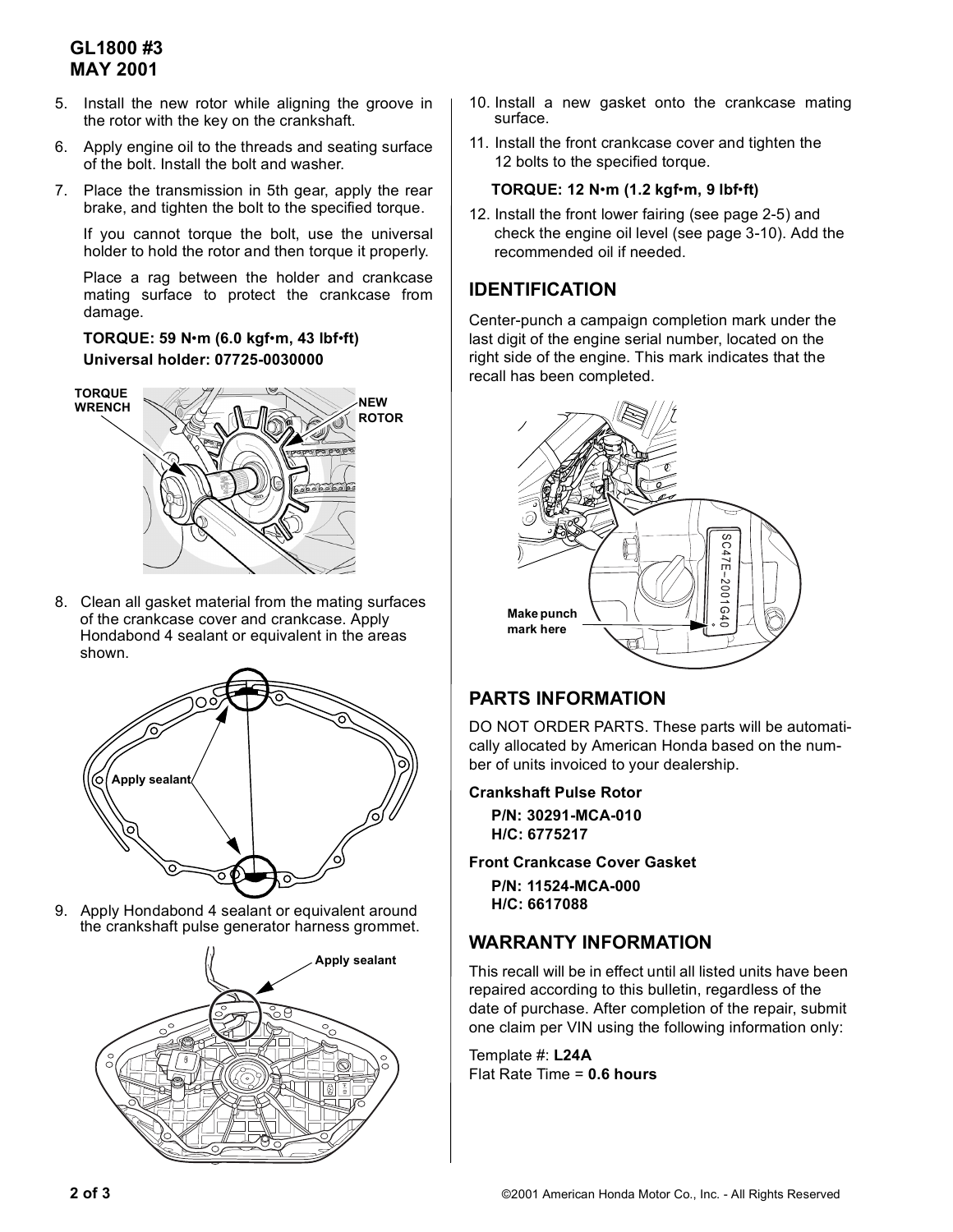5. Install the new rotor while aligning the groove in the rotor with the key on the crankshaft.
6. Apply engine oil to the threads and seating surface of the bolt. Install the bolt and washer.
7. Place the transmission in 5th gear, apply the rear brake, and tighten the bolt to the specified torque.

   If you cannot torque the bolt, use the universal holder to hold the rotor and then torque it properly.

   Place a rag between the holder and crankcase mating surface to protect the crankcase from damage.

   **TORQUE: 59 N•m (6.0 kgf•m, 43 lbf•ft)**
   **Universal holder: 07725-0030000**

TORQUE WRENCH

NEW ROTOR

8. Clean all gasket material from the mating surfaces of the crankcase cover and crankcase. Apply Hondabond 4 sealant or equivalent in the areas shown.

Apply sealant

9. Apply Hondabond 4 sealant or equivalent around the crankshaft pulse generator harness grommet.

Apply sealant

10. Install a new gasket onto the crankcase mating surface.
11. Install the front crankcase cover and tighten the 12 bolts to the specified torque.

    **TORQUE: 12 N•m (1.2 kgf•m, 9 lbf•ft)**

12. Install the front lower fairing (see page 2-5) and check the engine oil level (see page 3-10). Add the recommended oil if needed.

## IDENTIFICATION

Center-punch a campaign completion mark under the last digit of the engine serial number, located on the right side of the engine. This mark indicates that the recall has been completed.

SC47E–2001G40

Make punch mark here

## PARTS INFORMATION

DO NOT ORDER PARTS. These parts will be automatically allocated by American Honda based on the number of units invoiced to your dealership.

**Crankshaft Pulse Rotor**

**P/N: 30291-MCA-010**
**H/C: 6775217**

**Front Crankcase Cover Gasket**

**P/N: 11524-MCA-000**
**H/C: 6617088**

## WARRANTY INFORMATION

This recall will be in effect until all listed units have been repaired according to this bulletin, regardless of the date of purchase. After completion of the repair, submit one claim per VIN using the following information only:

Template #: **L24A**
Flat Rate Time = **0.6 hours**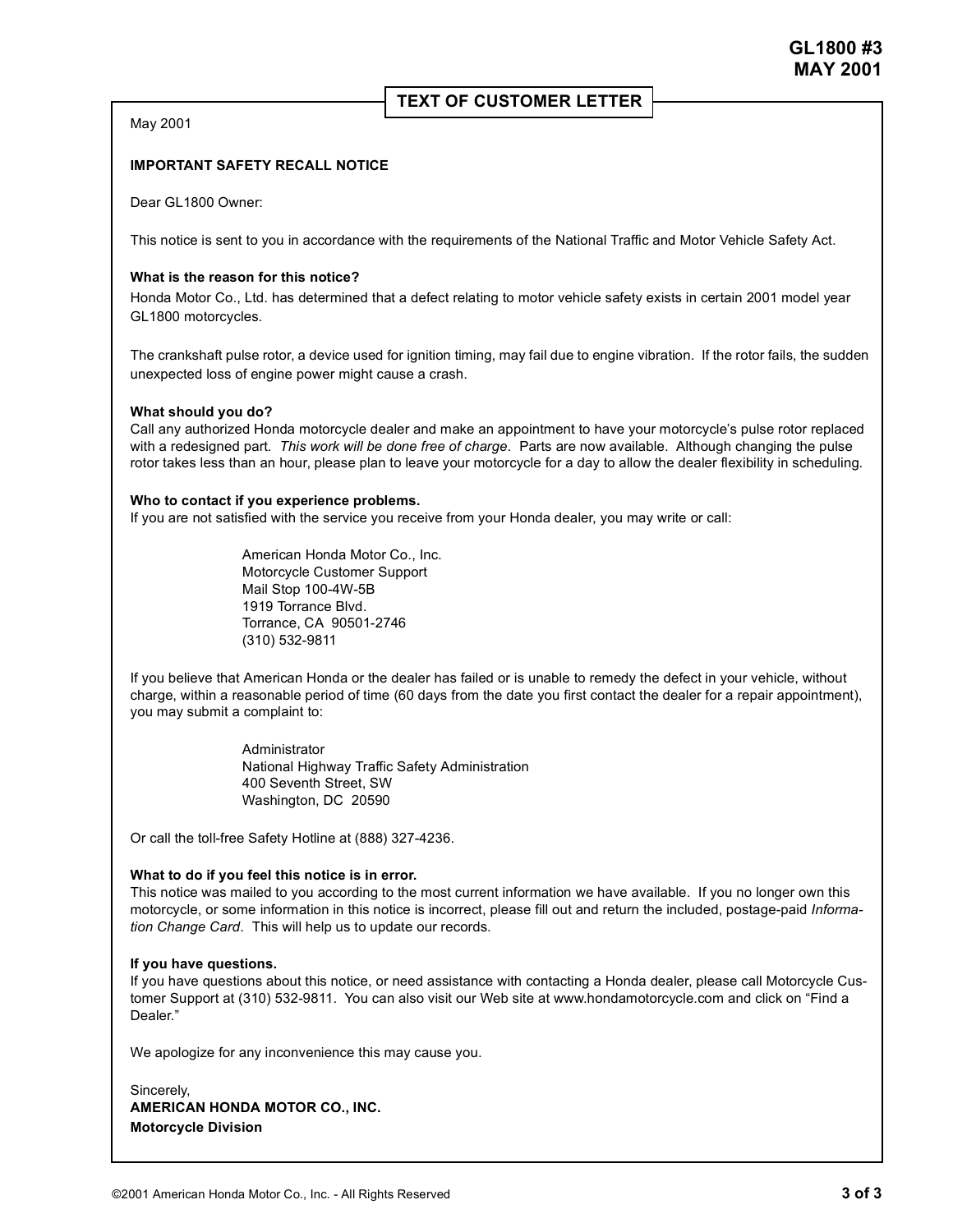## TEXT OF CUSTOMER LETTER

May 2001

**IMPORTANT SAFETY RECALL NOTICE**

Dear GL1800 Owner:

This notice is sent to you in accordance with the requirements of the National Traffic and Motor Vehicle Safety Act.

**What is the reason for this notice?**

Honda Motor Co., Ltd. has determined that a defect relating to motor vehicle safety exists in certain 2001 model year GL1800 motorcycles.

The crankshaft pulse rotor, a device used for ignition timing, may fail due to engine vibration. If the rotor fails, the sudden unexpected loss of engine power might cause a crash.

**What should you do?**

Call any authorized Honda motorcycle dealer and make an appointment to have your motorcycle's pulse rotor replaced with a redesigned part. *This work will be done free of charge*. Parts are now available. Although changing the pulse rotor takes less than an hour, please plan to leave your motorcycle for a day to allow the dealer flexibility in scheduling.

**Who to contact if you experience problems.**

If you are not satisfied with the service you receive from your Honda dealer, you may write or call:

American Honda Motor Co., Inc.
Motorcycle Customer Support
Mail Stop 100-4W-5B
1919 Torrance Blvd.
Torrance, CA 90501-2746
(310) 532-9811

If you believe that American Honda or the dealer has failed or is unable to remedy the defect in your vehicle, without charge, within a reasonable period of time (60 days from the date you first contact the dealer for a repair appointment), you may submit a complaint to:

Administrator
National Highway Traffic Safety Administration
400 Seventh Street, SW
Washington, DC 20590

Or call the toll-free Safety Hotline at (888) 327-4236.

**What to do if you feel this notice is in error.**

This notice was mailed to you according to the most current information we have available. If you no longer own this motorcycle, or some information in this notice is incorrect, please fill out and return the included, postage-paid *Information Change Card*. This will help us to update our records.

**If you have questions.**

If you have questions about this notice, or need assistance with contacting a Honda dealer, please call Motorcycle Customer Support at (310) 532-9811. You can also visit our Web site at www.hondamotorcycle.com and click on "Find a Dealer."

We apologize for any inconvenience this may cause you.

Sincerely,
**AMERICAN HONDA MOTOR CO., INC.**
**Motorcycle Division**